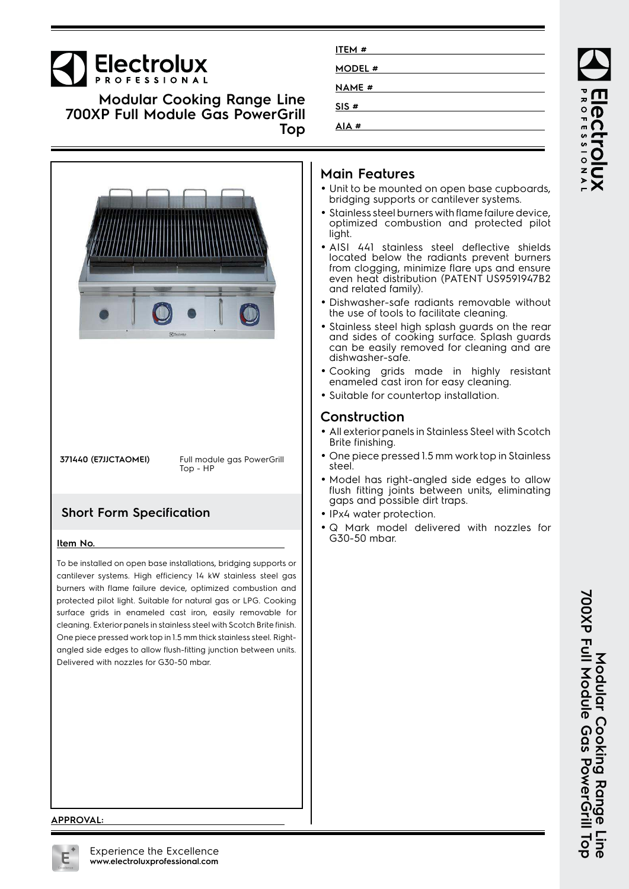# Electrolux PROFESSIONAL

## Modular Cooking Range Line 700XP Full Module Gas PowerGrill Top

ITEM #

MODEL #

NAME #

SIS #

AIA #

| | |
|---|---|
| **371440 (E7JJCTAOMEI)** | Full module gas PowerGrill Top - HP |

## Short Form Specification

**Item No.**

To be installed on open base installations, bridging supports or cantilever systems. High efficiency 14 kW stainless steel gas burners with flame failure device, optimized combustion and protected pilot light. Suitable for natural gas or LPG. Cooking surface grids in enameled cast iron, easily removable for cleaning. Exterior panels in stainless steel with Scotch Brite finish. One piece pressed work top in 1.5 mm thick stainless steel. Right-angled side edges to allow flush-fitting junction between units. Delivered with nozzles for G30-50 mbar.

## Main Features

- Unit to be mounted on open base cupboards, bridging supports or cantilever systems.
- Stainless steel burners with flame failure device, optimized combustion and protected pilot light.
- AISI 441 stainless steel deflective shields located below the radiants prevent burners from clogging, minimize flare ups and ensure even heat distribution (PATENT US9591947B2 and related family).
- Dishwasher-safe radiants removable without the use of tools to facilitate cleaning.
- Stainless steel high splash guards on the rear and sides of cooking surface. Splash guards can be easily removed for cleaning and are dishwasher-safe.
- Cooking grids made in highly resistant enameled cast iron for easy cleaning.
- Suitable for countertop installation.

## Construction

- All exterior panels in Stainless Steel with Scotch Brite finishing.
- One piece pressed 1.5 mm work top in Stainless steel.
- Model has right-angled side edges to allow flush fitting joints between units, eliminating gaps and possible dirt traps.
- IPx4 water protection.
- Q Mark model delivered with nozzles for G30-50 mbar.

**APPROVAL:**

Experience the Excellence
**www.electroluxprofessional.com**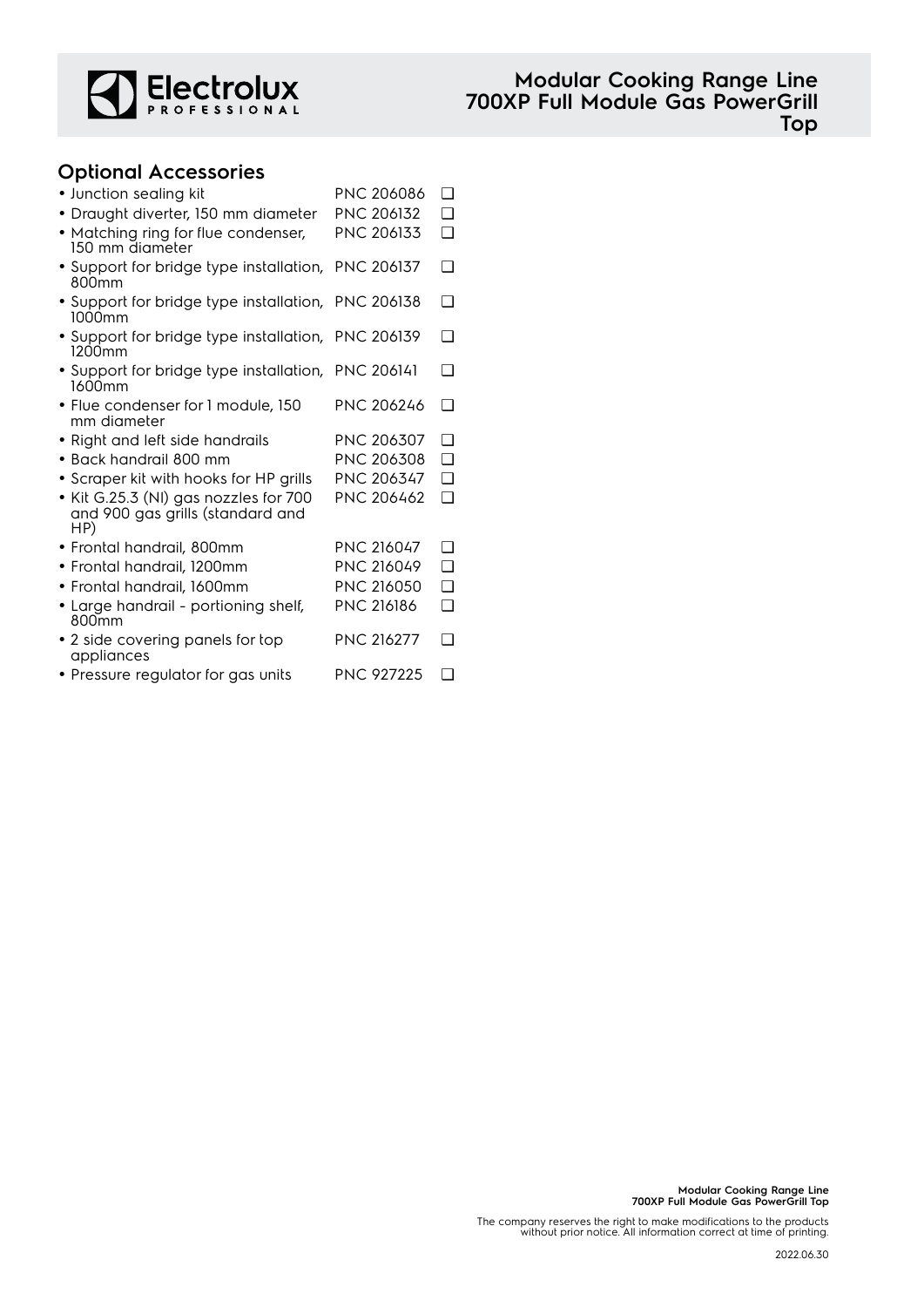## Optional Accessories

- Junction sealing kit PNC 206086 ❑
- Draught diverter, 150 mm diameter PNC 206132 ❑
- Matching ring for flue condenser, 150 mm diameter PNC 206133 ❑
- Support for bridge type installation, 800mm PNC 206137 ❑
- Support for bridge type installation, 1000mm PNC 206138 ❑
- Support for bridge type installation, 1200mm PNC 206139 ❑
- Support for bridge type installation, 1600mm PNC 206141 ❑
- Flue condenser for 1 module, 150 mm diameter PNC 206246 ❑
- Right and left side handrails PNC 206307 ❑
- Back handrail 800 mm PNC 206308 ❑
- Scraper kit with hooks for HP grills PNC 206347 ❑
- Kit G.25.3 (NI) gas nozzles for 700 and 900 gas grills (standard and HP) PNC 206462 ❑
- Frontal handrail, 800mm PNC 216047 ❑
- Frontal handrail, 1200mm PNC 216049 ❑
- Frontal handrail, 1600mm PNC 216050 ❑
- Large handrail - portioning shelf, 800mm PNC 216186 ❑
- 2 side covering panels for top appliances PNC 216277 ❑
- Pressure regulator for gas units PNC 927225 ❑

The company reserves the right to make modifications to the products without prior notice. All information correct at time of printing.

2022.06.30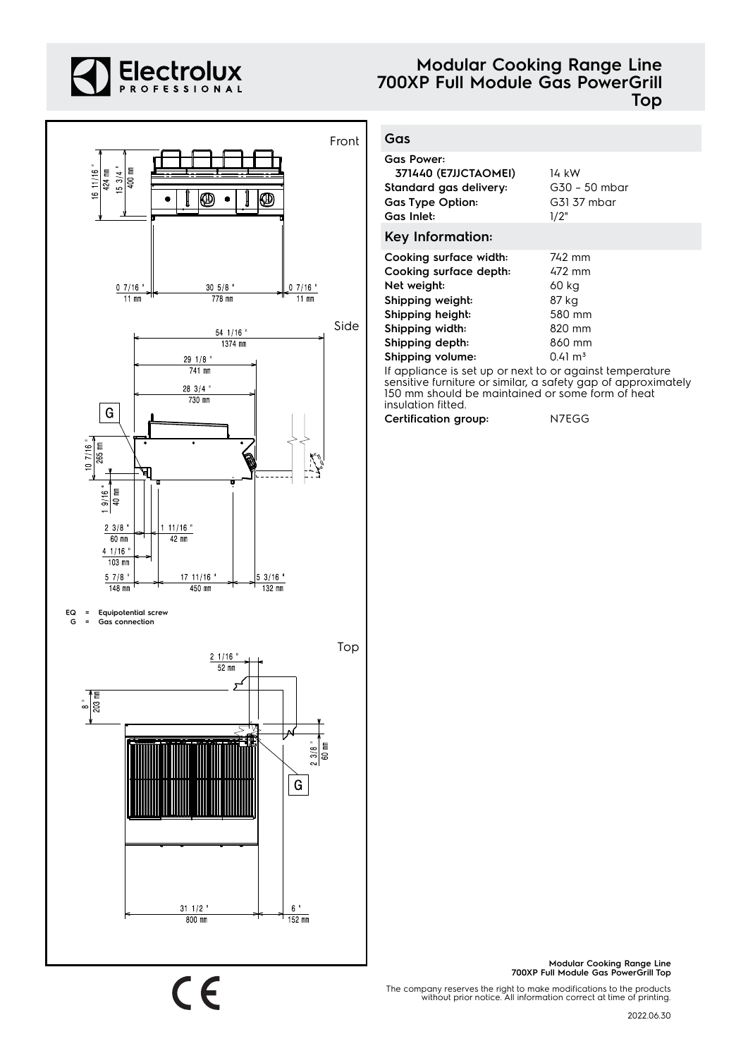# Modular Cooking Range Line 700XP Full Module Gas PowerGrill Top

Front

16 11/16 "
424 mm
15 3/4 "
400 mm
0 7/16 "
11 mm
30 5/8 "
778 mm
0 7/16 "
11 mm

Side

54 1/16 "
1374 mm
29 1/8 "
741 mm
28 3/4 "
730 mm
G
10 7/16 "
265 mm
1 9/16 "
40 mm
2 3/8 "
60 mm
1 11/16 "
42 mm
4 1/16 "
103 mm
5 7/8 "
148 mm
17 11/16 "
450 mm
5 3/16 "
132 mm

EQ = Equipotential screw
G = Gas connection

Top

2 1/16 "
52 mm
8 "
203 mm
2 3/8 "
60 mm
G
31 1/2 "
800 mm
6 "
152 mm

## Gas

| | |
|---|---|
| **Gas Power:** | |
| **371440 (E7JJCTAOMEI)** | 14 kW |
| **Standard gas delivery:** | G30 - 50 mbar |
| **Gas Type Option:** | G31 37 mbar |
| **Gas Inlet:** | 1/2" |

## Key Information:

| | |
|---|---|
| **Cooking surface width:** | 742 mm |
| **Cooking surface depth:** | 472 mm |
| **Net weight:** | 60 kg |
| **Shipping weight:** | 87 kg |
| **Shipping height:** | 580 mm |
| **Shipping width:** | 820 mm |
| **Shipping depth:** | 860 mm |
| **Shipping volume:** | 0.41 m³ |

If appliance is set up or next to or against temperature sensitive furniture or similar, a safety gap of approximately 150 mm should be maintained or some form of heat insulation fitted.

**Certification group:** N7EGG

The company reserves the right to make modifications to the products without prior notice. All information correct at time of printing.

2022.06.30